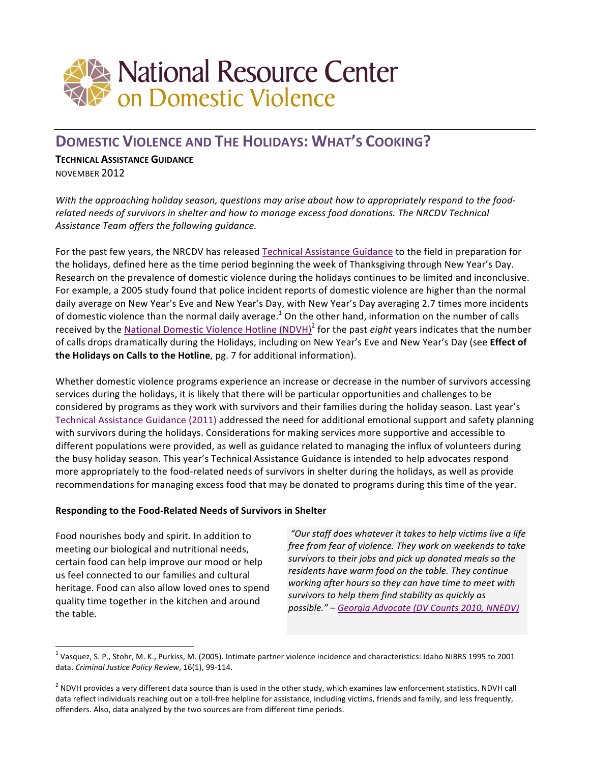# National Resource Center on Domestic Violence

## DOMESTIC VIOLENCE AND THE HOLIDAYS: WHAT'S COOKING?

**TECHNICAL ASSISTANCE GUIDANCE**

NOVEMBER 2012

*With the approaching holiday season, questions may arise about how to appropriately respond to the food-related needs of survivors in shelter and how to manage excess food donations. The NRCDV Technical Assistance Team offers the following guidance.*

For the past few years, the NRCDV has released Technical Assistance Guidance to the field in preparation for the holidays, defined here as the time period beginning the week of Thanksgiving through New Year's Day. Research on the prevalence of domestic violence during the holidays continues to be limited and inconclusive. For example, a 2005 study found that police incident reports of domestic violence are higher than the normal daily average on New Year's Eve and New Year's Day, with New Year's Day averaging 2.7 times more incidents of domestic violence than the normal daily average.[1] On the other hand, information on the number of calls received by the National Domestic Violence Hotline (NDVH)[2] for the past *eight* years indicates that the number of calls drops dramatically during the Holidays, including on New Year's Eve and New Year's Day (see **Effect of the Holidays on Calls to the Hotline**, pg. 7 for additional information).

Whether domestic violence programs experience an increase or decrease in the number of survivors accessing services during the holidays, it is likely that there will be particular opportunities and challenges to be considered by programs as they work with survivors and their families during the holiday season. Last year's Technical Assistance Guidance (2011) addressed the need for additional emotional support and safety planning with survivors during the holidays. Considerations for making services more supportive and accessible to different populations were provided, as well as guidance related to managing the influx of volunteers during the busy holiday season. This year's Technical Assistance Guidance is intended to help advocates respond more appropriately to the food-related needs of survivors in shelter during the holidays, as well as provide recommendations for managing excess food that may be donated to programs during this time of the year.

**Responding to the Food-Related Needs of Survivors in Shelter**

Food nourishes body and spirit. In addition to meeting our biological and nutritional needs, certain food can help improve our mood or help us feel connected to our families and cultural heritage. Food can also allow loved ones to spend quality time together in the kitchen and around the table.

> *"Our staff does whatever it takes to help victims live a life free from fear of violence. They work on weekends to take survivors to their jobs and pick up donated meals so the residents have warm food on the table. They continue working after hours so they can have time to meet with survivors to help them find stability as quickly as possible." – Georgia Advocate (DV Counts 2010, NNEDV)*

---

[1] Vasquez, S. P., Stohr, M. K., Purkiss, M. (2005). Intimate partner violence incidence and characteristics: Idaho NIBRS 1995 to 2001 data. *Criminal Justice Policy Review*, 16(1), 99-114.

[2] NDVH provides a very different data source than is used in the other study, which examines law enforcement statistics. NDVH call data reflect individuals reaching out on a toll-free helpline for assistance, including victims, friends and family, and less frequently, offenders. Also, data analyzed by the two sources are from different time periods.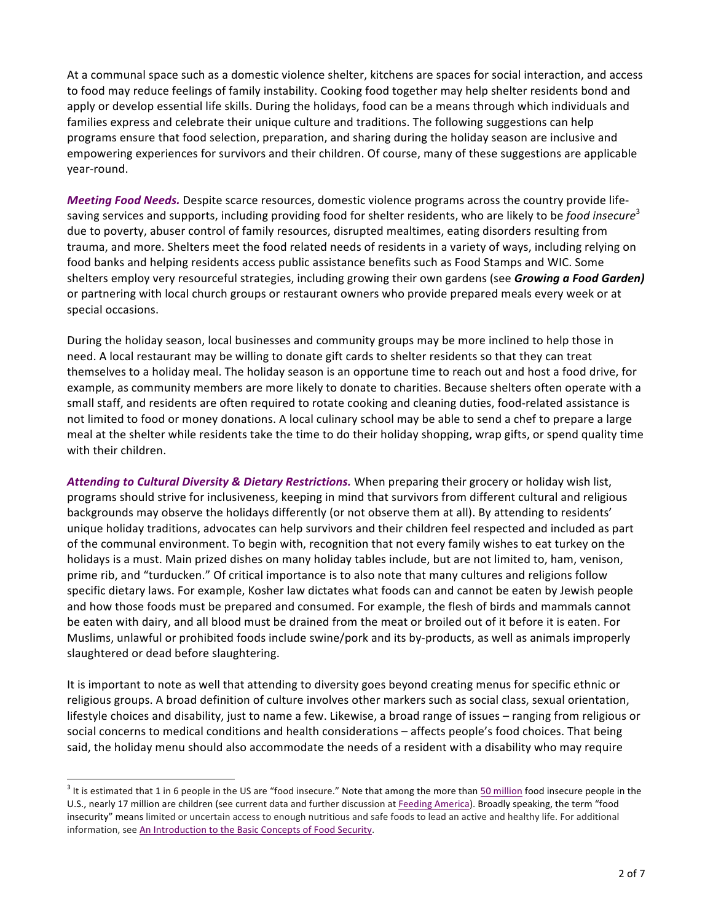At a communal space such as a domestic violence shelter, kitchens are spaces for social interaction, and access to food may reduce feelings of family instability. Cooking food together may help shelter residents bond and apply or develop essential life skills. During the holidays, food can be a means through which individuals and families express and celebrate their unique culture and traditions. The following suggestions can help programs ensure that food selection, preparation, and sharing during the holiday season are inclusive and empowering experiences for survivors and their children. Of course, many of these suggestions are applicable year-round.

***Meeting Food Needs.*** Despite scarce resources, domestic violence programs across the country provide life-saving services and supports, including providing food for shelter residents, who are likely to be *food insecure*[3] due to poverty, abuser control of family resources, disrupted mealtimes, eating disorders resulting from trauma, and more. Shelters meet the food related needs of residents in a variety of ways, including relying on food banks and helping residents access public assistance benefits such as Food Stamps and WIC. Some shelters employ very resourceful strategies, including growing their own gardens (see ***Growing a Food Garden)*** or partnering with local church groups or restaurant owners who provide prepared meals every week or at special occasions.

During the holiday season, local businesses and community groups may be more inclined to help those in need. A local restaurant may be willing to donate gift cards to shelter residents so that they can treat themselves to a holiday meal. The holiday season is an opportune time to reach out and host a food drive, for example, as community members are more likely to donate to charities. Because shelters often operate with a small staff, and residents are often required to rotate cooking and cleaning duties, food-related assistance is not limited to food or money donations. A local culinary school may be able to send a chef to prepare a large meal at the shelter while residents take the time to do their holiday shopping, wrap gifts, or spend quality time with their children.

***Attending to Cultural Diversity & Dietary Restrictions.*** When preparing their grocery or holiday wish list, programs should strive for inclusiveness, keeping in mind that survivors from different cultural and religious backgrounds may observe the holidays differently (or not observe them at all). By attending to residents' unique holiday traditions, advocates can help survivors and their children feel respected and included as part of the communal environment. To begin with, recognition that not every family wishes to eat turkey on the holidays is a must. Main prized dishes on many holiday tables include, but are not limited to, ham, venison, prime rib, and "turducken." Of critical importance is to also note that many cultures and religions follow specific dietary laws. For example, Kosher law dictates what foods can and cannot be eaten by Jewish people and how those foods must be prepared and consumed. For example, the flesh of birds and mammals cannot be eaten with dairy, and all blood must be drained from the meat or broiled out of it before it is eaten. For Muslims, unlawful or prohibited foods include swine/pork and its by-products, as well as animals improperly slaughtered or dead before slaughtering.

It is important to note as well that attending to diversity goes beyond creating menus for specific ethnic or religious groups. A broad definition of culture involves other markers such as social class, sexual orientation, lifestyle choices and disability, just to name a few. Likewise, a broad range of issues – ranging from religious or social concerns to medical conditions and health considerations – affects people's food choices. That being said, the holiday menu should also accommodate the needs of a resident with a disability who may require

---

[3] It is estimated that 1 in 6 people in the US are "food insecure." Note that among the more than 50 million food insecure people in the U.S., nearly 17 million are children (see current data and further discussion at Feeding America). Broadly speaking, the term "food insecurity" means limited or uncertain access to enough nutritious and safe foods to lead an active and healthy life. For additional information, see An Introduction to the Basic Concepts of Food Security.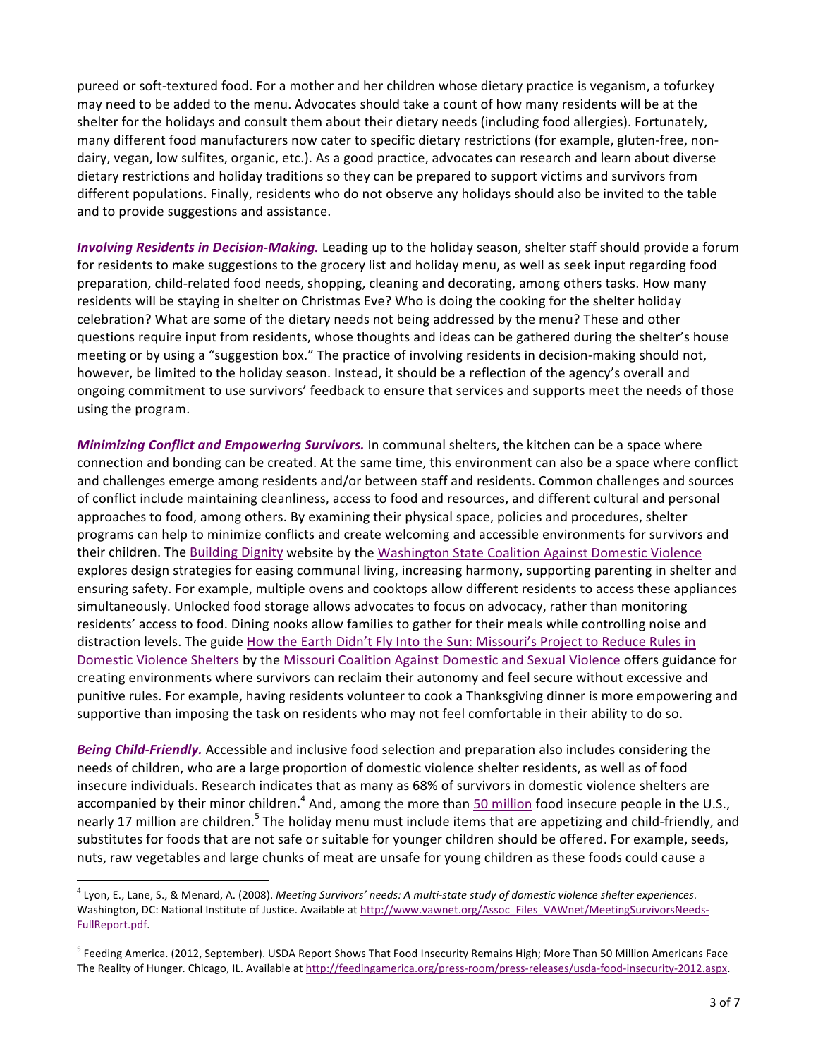pureed or soft-textured food. For a mother and her children whose dietary practice is veganism, a tofurkey may need to be added to the menu. Advocates should take a count of how many residents will be at the shelter for the holidays and consult them about their dietary needs (including food allergies). Fortunately, many different food manufacturers now cater to specific dietary restrictions (for example, gluten-free, non-dairy, vegan, low sulfites, organic, etc.). As a good practice, advocates can research and learn about diverse dietary restrictions and holiday traditions so they can be prepared to support victims and survivors from different populations. Finally, residents who do not observe any holidays should also be invited to the table and to provide suggestions and assistance.

***Involving Residents in Decision-Making.*** Leading up to the holiday season, shelter staff should provide a forum for residents to make suggestions to the grocery list and holiday menu, as well as seek input regarding food preparation, child-related food needs, shopping, cleaning and decorating, among others tasks. How many residents will be staying in shelter on Christmas Eve? Who is doing the cooking for the shelter holiday celebration? What are some of the dietary needs not being addressed by the menu? These and other questions require input from residents, whose thoughts and ideas can be gathered during the shelter's house meeting or by using a "suggestion box." The practice of involving residents in decision-making should not, however, be limited to the holiday season. Instead, it should be a reflection of the agency's overall and ongoing commitment to use survivors' feedback to ensure that services and supports meet the needs of those using the program.

***Minimizing Conflict and Empowering Survivors.*** In communal shelters, the kitchen can be a space where connection and bonding can be created. At the same time, this environment can also be a space where conflict and challenges emerge among residents and/or between staff and residents. Common challenges and sources of conflict include maintaining cleanliness, access to food and resources, and different cultural and personal approaches to food, among others. By examining their physical space, policies and procedures, shelter programs can help to minimize conflicts and create welcoming and accessible environments for survivors and their children. The Building Dignity website by the Washington State Coalition Against Domestic Violence explores design strategies for easing communal living, increasing harmony, supporting parenting in shelter and ensuring safety. For example, multiple ovens and cooktops allow different residents to access these appliances simultaneously. Unlocked food storage allows advocates to focus on advocacy, rather than monitoring residents' access to food. Dining nooks allow families to gather for their meals while controlling noise and distraction levels. The guide How the Earth Didn't Fly Into the Sun: Missouri's Project to Reduce Rules in Domestic Violence Shelters by the Missouri Coalition Against Domestic and Sexual Violence offers guidance for creating environments where survivors can reclaim their autonomy and feel secure without excessive and punitive rules. For example, having residents volunteer to cook a Thanksgiving dinner is more empowering and supportive than imposing the task on residents who may not feel comfortable in their ability to do so.

***Being Child-Friendly.*** Accessible and inclusive food selection and preparation also includes considering the needs of children, who are a large proportion of domestic violence shelter residents, as well as of food insecure individuals. Research indicates that as many as 68% of survivors in domestic violence shelters are accompanied by their minor children.[4] And, among the more than 50 million food insecure people in the U.S., nearly 17 million are children.[5] The holiday menu must include items that are appetizing and child-friendly, and substitutes for foods that are not safe or suitable for younger children should be offered. For example, seeds, nuts, raw vegetables and large chunks of meat are unsafe for young children as these foods could cause a

---

[4] Lyon, E., Lane, S., & Menard, A. (2008). *Meeting Survivors' needs: A multi-state study of domestic violence shelter experiences*. Washington, DC: National Institute of Justice. Available at http://www.vawnet.org/Assoc_Files_VAWnet/MeetingSurvivorsNeeds-FullReport.pdf.

[5] Feeding America. (2012, September). USDA Report Shows That Food Insecurity Remains High; More Than 50 Million Americans Face The Reality of Hunger. Chicago, IL. Available at http://feedingamerica.org/press-room/press-releases/usda-food-insecurity-2012.aspx.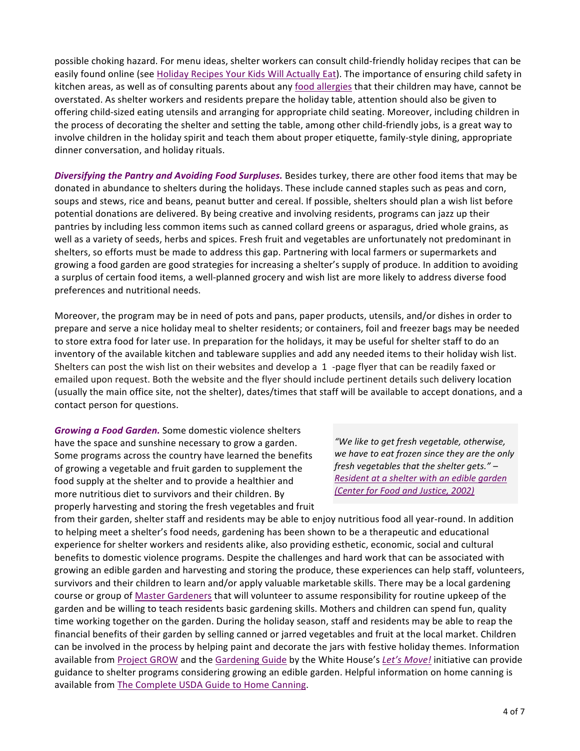possible choking hazard. For menu ideas, shelter workers can consult child-friendly holiday recipes that can be easily found online (see Holiday Recipes Your Kids Will Actually Eat). The importance of ensuring child safety in kitchen areas, as well as of consulting parents about any food allergies that their children may have, cannot be overstated. As shelter workers and residents prepare the holiday table, attention should also be given to offering child-sized eating utensils and arranging for appropriate child seating. Moreover, including children in the process of decorating the shelter and setting the table, among other child-friendly jobs, is a great way to involve children in the holiday spirit and teach them about proper etiquette, family-style dining, appropriate dinner conversation, and holiday rituals.

***Diversifying the Pantry and Avoiding Food Surpluses.*** Besides turkey, there are other food items that may be donated in abundance to shelters during the holidays. These include canned staples such as peas and corn, soups and stews, rice and beans, peanut butter and cereal. If possible, shelters should plan a wish list before potential donations are delivered. By being creative and involving residents, programs can jazz up their pantries by including less common items such as canned collard greens or asparagus, dried whole grains, as well as a variety of seeds, herbs and spices. Fresh fruit and vegetables are unfortunately not predominant in shelters, so efforts must be made to address this gap. Partnering with local farmers or supermarkets and growing a food garden are good strategies for increasing a shelter's supply of produce. In addition to avoiding a surplus of certain food items, a well-planned grocery and wish list are more likely to address diverse food preferences and nutritional needs.

Moreover, the program may be in need of pots and pans, paper products, utensils, and/or dishes in order to prepare and serve a nice holiday meal to shelter residents; or containers, foil and freezer bags may be needed to store extra food for later use. In preparation for the holidays, it may be useful for shelter staff to do an inventory of the available kitchen and tableware supplies and add any needed items to their holiday wish list. Shelters can post the wish list on their websites and develop a 1 -page flyer that can be readily faxed or emailed upon request. Both the website and the flyer should include pertinent details such delivery location (usually the main office site, not the shelter), dates/times that staff will be available to accept donations, and a contact person for questions.

***Growing a Food Garden.*** Some domestic violence shelters have the space and sunshine necessary to grow a garden. Some programs across the country have learned the benefits of growing a vegetable and fruit garden to supplement the food supply at the shelter and to provide a healthier and more nutritious diet to survivors and their children. By properly harvesting and storing the fresh vegetables and fruit from their garden, shelter staff and residents may be able to enjoy nutritious food all year-round. In addition to helping meet a shelter's food needs, gardening has been shown to be a therapeutic and educational experience for shelter workers and residents alike, also providing esthetic, economic, social and cultural benefits to domestic violence programs. Despite the challenges and hard work that can be associated with growing an edible garden and harvesting and storing the produce, these experiences can help staff, volunteers, survivors and their children to learn and/or apply valuable marketable skills. There may be a local gardening course or group of Master Gardeners that will volunteer to assume responsibility for routine upkeep of the garden and be willing to teach residents basic gardening skills. Mothers and children can spend fun, quality time working together on the garden. During the holiday season, staff and residents may be able to reap the financial benefits of their garden by selling canned or jarred vegetables and fruit at the local market. Children can be involved in the process by helping paint and decorate the jars with festive holiday themes. Information available from Project GROW and the Gardening Guide by the White House's *Let's Move!* initiative can provide guidance to shelter programs considering growing an edible garden. Helpful information on home canning is available from The Complete USDA Guide to Home Canning.

> *"We like to get fresh vegetable, otherwise, we have to eat frozen since they are the only fresh vegetables that the shelter gets." – Resident at a shelter with an edible garden (Center for Food and Justice, 2002)*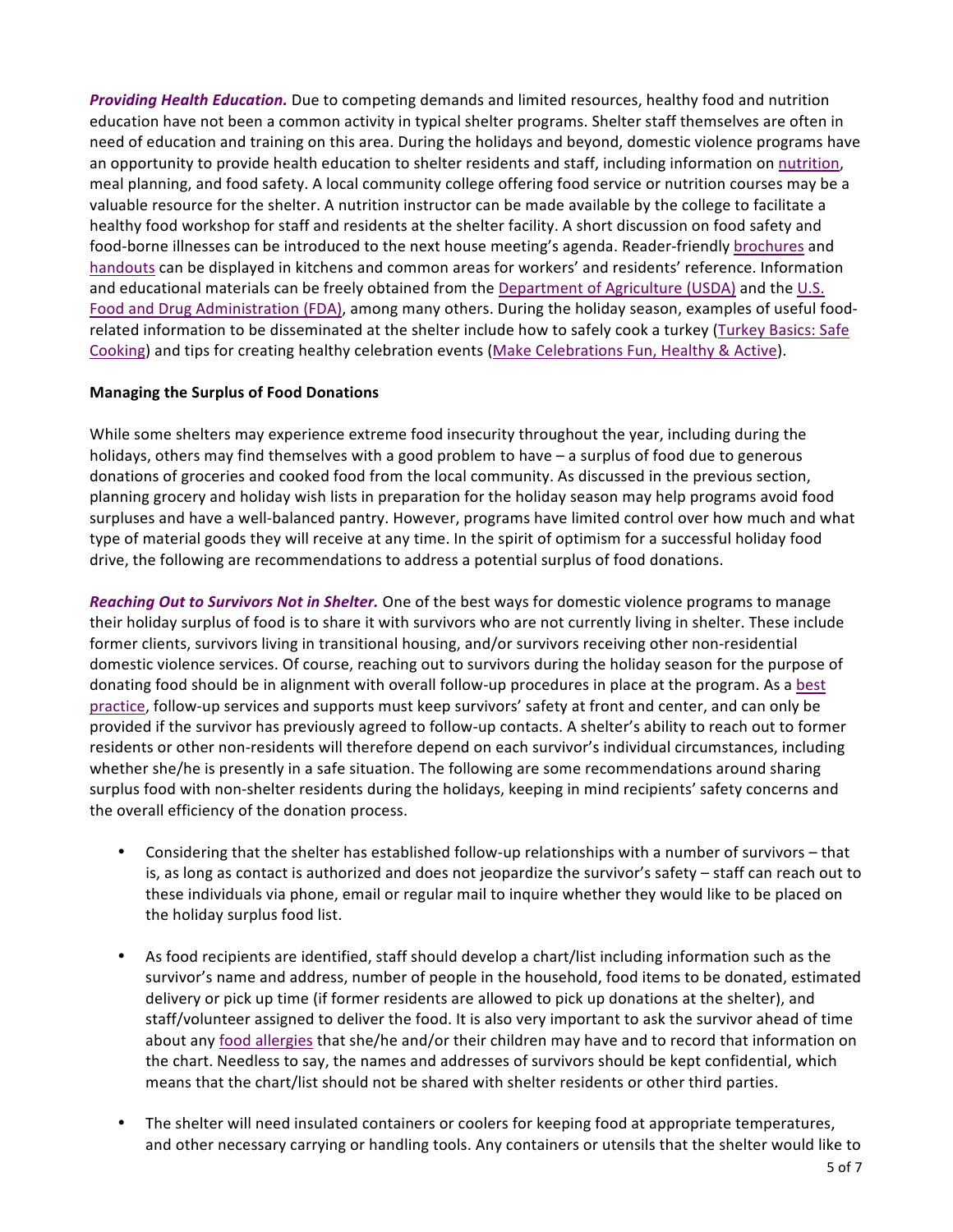***Providing Health Education.*** Due to competing demands and limited resources, healthy food and nutrition education have not been a common activity in typical shelter programs. Shelter staff themselves are often in need of education and training on this area. During the holidays and beyond, domestic violence programs have an opportunity to provide health education to shelter residents and staff, including information on nutrition, meal planning, and food safety. A local community college offering food service or nutrition courses may be a valuable resource for the shelter. A nutrition instructor can be made available by the college to facilitate a healthy food workshop for staff and residents at the shelter facility. A short discussion on food safety and food-borne illnesses can be introduced to the next house meeting's agenda. Reader-friendly brochures and handouts can be displayed in kitchens and common areas for workers' and residents' reference. Information and educational materials can be freely obtained from the Department of Agriculture (USDA) and the U.S. Food and Drug Administration (FDA), among many others. During the holiday season, examples of useful food-related information to be disseminated at the shelter include how to safely cook a turkey (Turkey Basics: Safe Cooking) and tips for creating healthy celebration events (Make Celebrations Fun, Healthy & Active).

**Managing the Surplus of Food Donations**

While some shelters may experience extreme food insecurity throughout the year, including during the holidays, others may find themselves with a good problem to have – a surplus of food due to generous donations of groceries and cooked food from the local community. As discussed in the previous section, planning grocery and holiday wish lists in preparation for the holiday season may help programs avoid food surpluses and have a well-balanced pantry. However, programs have limited control over how much and what type of material goods they will receive at any time. In the spirit of optimism for a successful holiday food drive, the following are recommendations to address a potential surplus of food donations.

***Reaching Out to Survivors Not in Shelter.*** One of the best ways for domestic violence programs to manage their holiday surplus of food is to share it with survivors who are not currently living in shelter. These include former clients, survivors living in transitional housing, and/or survivors receiving other non-residential domestic violence services. Of course, reaching out to survivors during the holiday season for the purpose of donating food should be in alignment with overall follow-up procedures in place at the program. As a best practice, follow-up services and supports must keep survivors' safety at front and center, and can only be provided if the survivor has previously agreed to follow-up contacts. A shelter's ability to reach out to former residents or other non-residents will therefore depend on each survivor's individual circumstances, including whether she/he is presently in a safe situation. The following are some recommendations around sharing surplus food with non-shelter residents during the holidays, keeping in mind recipients' safety concerns and the overall efficiency of the donation process.

- Considering that the shelter has established follow-up relationships with a number of survivors – that is, as long as contact is authorized and does not jeopardize the survivor's safety – staff can reach out to these individuals via phone, email or regular mail to inquire whether they would like to be placed on the holiday surplus food list.

- As food recipients are identified, staff should develop a chart/list including information such as the survivor's name and address, number of people in the household, food items to be donated, estimated delivery or pick up time (if former residents are allowed to pick up donations at the shelter), and staff/volunteer assigned to deliver the food. It is also very important to ask the survivor ahead of time about any food allergies that she/he and/or their children may have and to record that information on the chart. Needless to say, the names and addresses of survivors should be kept confidential, which means that the chart/list should not be shared with shelter residents or other third parties.

- The shelter will need insulated containers or coolers for keeping food at appropriate temperatures, and other necessary carrying or handling tools. Any containers or utensils that the shelter would like to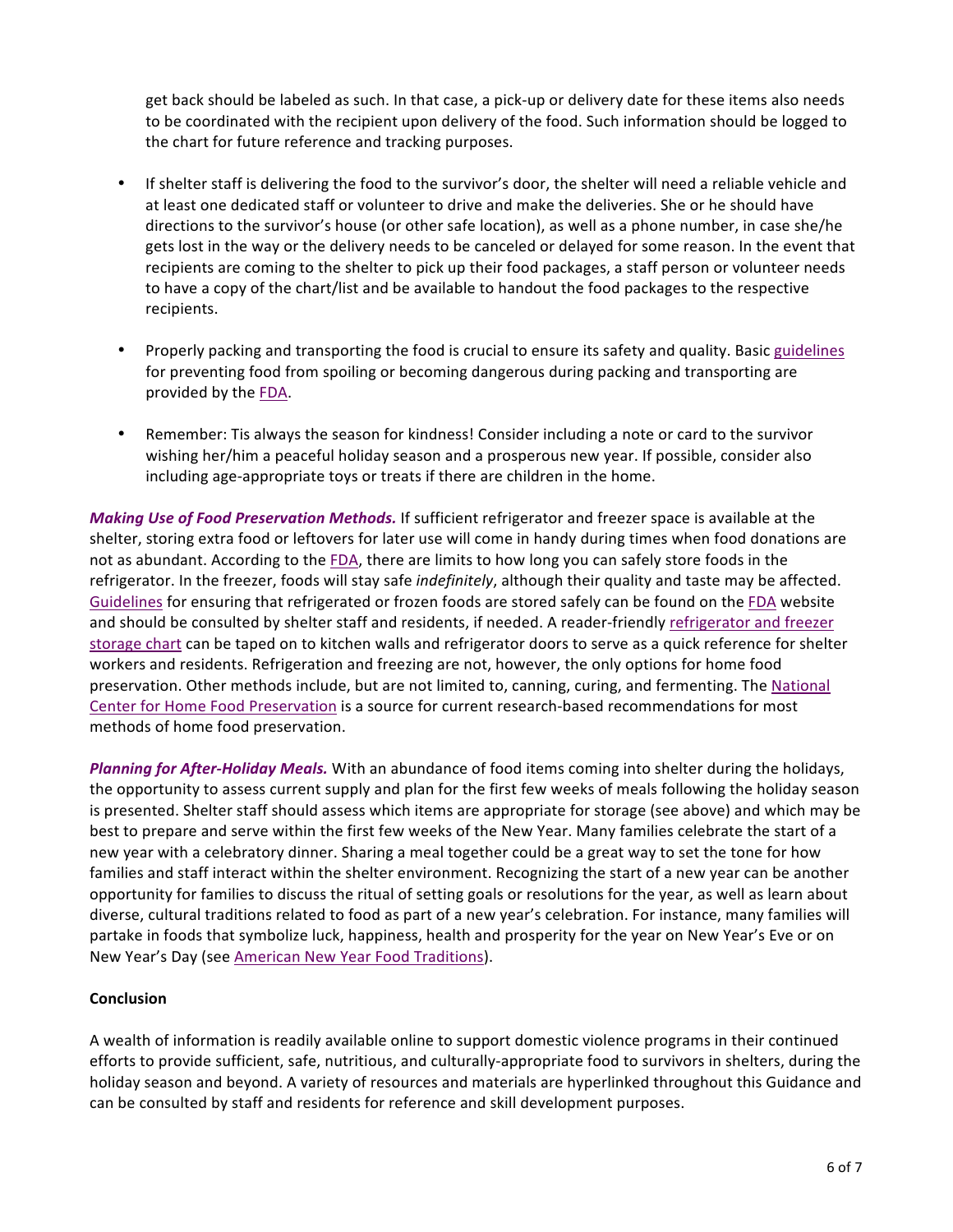get back should be labeled as such. In that case, a pick-up or delivery date for these items also needs to be coordinated with the recipient upon delivery of the food. Such information should be logged to the chart for future reference and tracking purposes.

- If shelter staff is delivering the food to the survivor's door, the shelter will need a reliable vehicle and at least one dedicated staff or volunteer to drive and make the deliveries. She or he should have directions to the survivor's house (or other safe location), as well as a phone number, in case she/he gets lost in the way or the delivery needs to be canceled or delayed for some reason. In the event that recipients are coming to the shelter to pick up their food packages, a staff person or volunteer needs to have a copy of the chart/list and be available to handout the food packages to the respective recipients.

- Properly packing and transporting the food is crucial to ensure its safety and quality. Basic guidelines for preventing food from spoiling or becoming dangerous during packing and transporting are provided by the FDA.

- Remember: Tis always the season for kindness! Consider including a note or card to the survivor wishing her/him a peaceful holiday season and a prosperous new year. If possible, consider also including age-appropriate toys or treats if there are children in the home.

***Making Use of Food Preservation Methods.*** If sufficient refrigerator and freezer space is available at the shelter, storing extra food or leftovers for later use will come in handy during times when food donations are not as abundant. According to the FDA, there are limits to how long you can safely store foods in the refrigerator. In the freezer, foods will stay safe *indefinitely*, although their quality and taste may be affected. Guidelines for ensuring that refrigerated or frozen foods are stored safely can be found on the FDA website and should be consulted by shelter staff and residents, if needed. A reader-friendly refrigerator and freezer storage chart can be taped on to kitchen walls and refrigerator doors to serve as a quick reference for shelter workers and residents. Refrigeration and freezing are not, however, the only options for home food preservation. Other methods include, but are not limited to, canning, curing, and fermenting. The National Center for Home Food Preservation is a source for current research-based recommendations for most methods of home food preservation.

***Planning for After-Holiday Meals.*** With an abundance of food items coming into shelter during the holidays, the opportunity to assess current supply and plan for the first few weeks of meals following the holiday season is presented. Shelter staff should assess which items are appropriate for storage (see above) and which may be best to prepare and serve within the first few weeks of the New Year. Many families celebrate the start of a new year with a celebratory dinner. Sharing a meal together could be a great way to set the tone for how families and staff interact within the shelter environment. Recognizing the start of a new year can be another opportunity for families to discuss the ritual of setting goals or resolutions for the year, as well as learn about diverse, cultural traditions related to food as part of a new year's celebration. For instance, many families will partake in foods that symbolize luck, happiness, health and prosperity for the year on New Year's Eve or on New Year's Day (see American New Year Food Traditions).

**Conclusion**

A wealth of information is readily available online to support domestic violence programs in their continued efforts to provide sufficient, safe, nutritious, and culturally-appropriate food to survivors in shelters, during the holiday season and beyond. A variety of resources and materials are hyperlinked throughout this Guidance and can be consulted by staff and residents for reference and skill development purposes.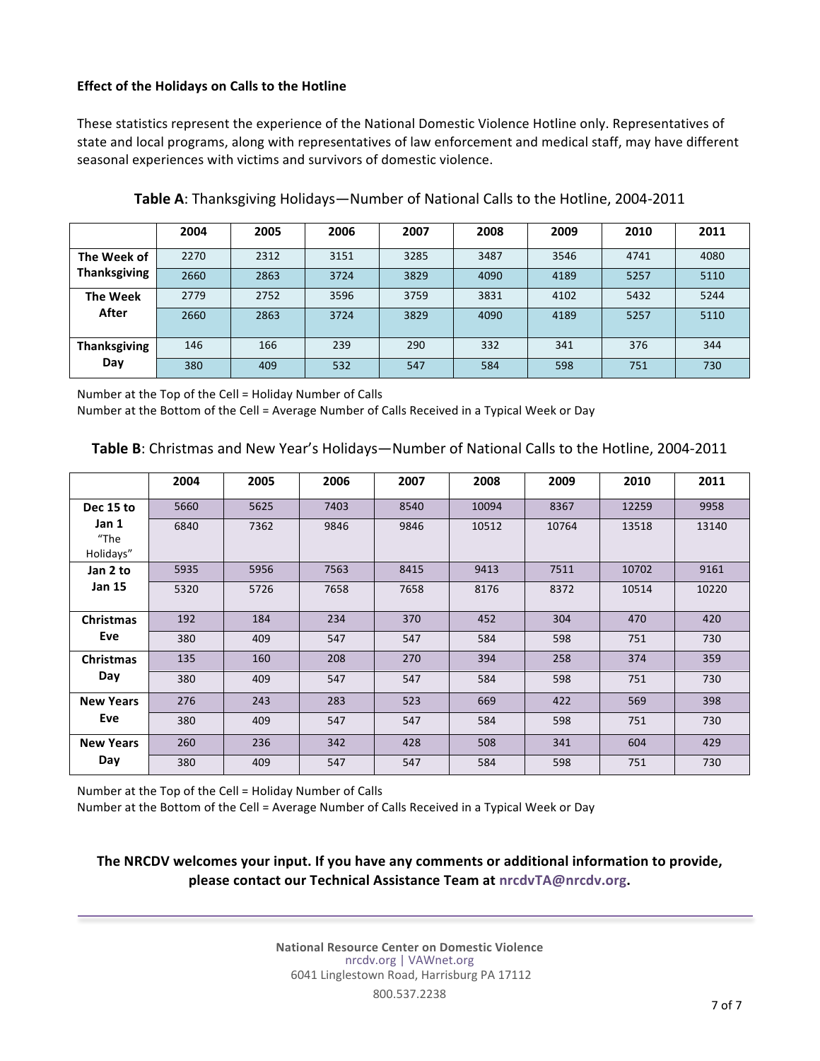**Effect of the Holidays on Calls to the Hotline**

These statistics represent the experience of the National Domestic Violence Hotline only. Representatives of state and local programs, along with representatives of law enforcement and medical staff, may have different seasonal experiences with victims and survivors of domestic violence.

**Table A**: Thanksgiving Holidays—Number of National Calls to the Hotline, 2004-2011

| | 2004 | 2005 | 2006 | 2007 | 2008 | 2009 | 2010 | 2011 |
|---|---|---|---|---|---|---|---|---|
| **The Week of Thanksgiving** | 2270 | 2312 | 3151 | 3285 | 3487 | 3546 | 4741 | 4080 |
| | 2660 | 2863 | 3724 | 3829 | 4090 | 4189 | 5257 | 5110 |
| **The Week After** | 2779 | 2752 | 3596 | 3759 | 3831 | 4102 | 5432 | 5244 |
| | 2660 | 2863 | 3724 | 3829 | 4090 | 4189 | 5257 | 5110 |
| **Thanksgiving Day** | 146 | 166 | 239 | 290 | 332 | 341 | 376 | 344 |
| | 380 | 409 | 532 | 547 | 584 | 598 | 751 | 730 |

Number at the Top of the Cell = Holiday Number of Calls
Number at the Bottom of the Cell = Average Number of Calls Received in a Typical Week or Day

**Table B**: Christmas and New Year's Holidays—Number of National Calls to the Hotline, 2004-2011

| | 2004 | 2005 | 2006 | 2007 | 2008 | 2009 | 2010 | 2011 |
|---|---|---|---|---|---|---|---|---|
| **Dec 15 to Jan 1** "The Holidays" | 5660 | 5625 | 7403 | 8540 | 10094 | 8367 | 12259 | 9958 |
| | 6840 | 7362 | 9846 | 9846 | 10512 | 10764 | 13518 | 13140 |
| **Jan 2 to Jan 15** | 5935 | 5956 | 7563 | 8415 | 9413 | 7511 | 10702 | 9161 |
| | 5320 | 5726 | 7658 | 7658 | 8176 | 8372 | 10514 | 10220 |
| **Christmas Eve** | 192 | 184 | 234 | 370 | 452 | 304 | 470 | 420 |
| | 380 | 409 | 547 | 547 | 584 | 598 | 751 | 730 |
| **Christmas Day** | 135 | 160 | 208 | 270 | 394 | 258 | 374 | 359 |
| | 380 | 409 | 547 | 547 | 584 | 598 | 751 | 730 |
| **New Years Eve** | 276 | 243 | 283 | 523 | 669 | 422 | 569 | 398 |
| | 380 | 409 | 547 | 547 | 584 | 598 | 751 | 730 |
| **New Years Day** | 260 | 236 | 342 | 428 | 508 | 341 | 604 | 429 |
| | 380 | 409 | 547 | 547 | 584 | 598 | 751 | 730 |

Number at the Top of the Cell = Holiday Number of Calls
Number at the Bottom of the Cell = Average Number of Calls Received in a Typical Week or Day

**The NRCDV welcomes your input. If you have any comments or additional information to provide, please contact our Technical Assistance Team at nrcdvTA@nrcdv.org.**

**National Resource Center on Domestic Violence**
nrcdv.org | VAWnet.org
6041 Linglestown Road, Harrisburg PA 17112
800.537.2238